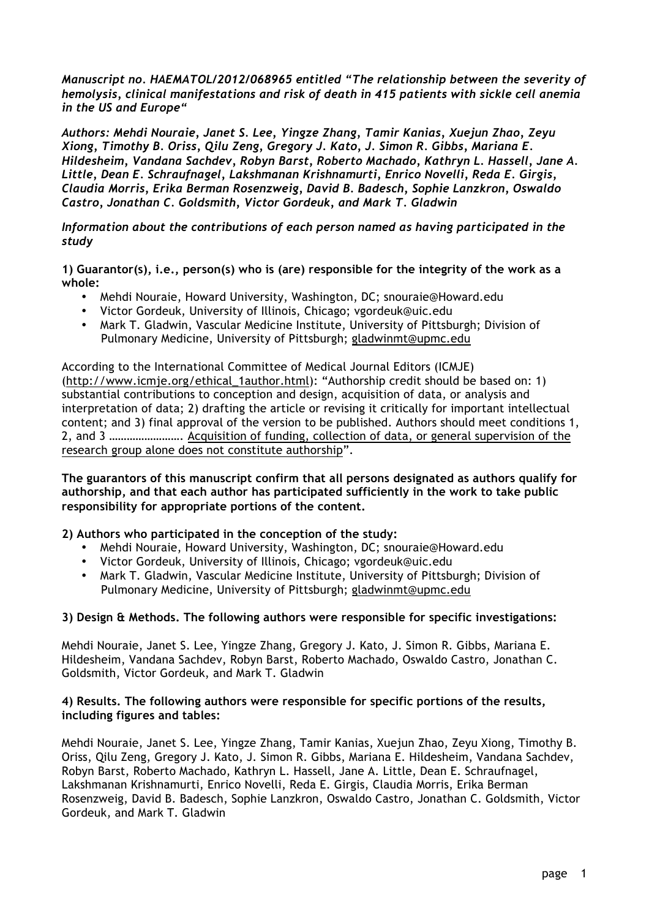***Manuscript no. HAEMATOL/2012/068965 entitled "The relationship between the severity of hemolysis, clinical manifestations and risk of death in 415 patients with sickle cell anemia in the US and Europe"***

***Authors: Mehdi Nouraie, Janet S. Lee, Yingze Zhang, Tamir Kanias, Xuejun Zhao, Zeyu Xiong, Timothy B. Oriss, Qilu Zeng, Gregory J. Kato, J. Simon R. Gibbs, Mariana E. Hildesheim, Vandana Sachdev, Robyn Barst, Roberto Machado, Kathryn L. Hassell, Jane A. Little, Dean E. Schraufnagel, Lakshmanan Krishnamurti, Enrico Novelli, Reda E. Girgis, Claudia Morris, Erika Berman Rosenzweig, David B. Badesch, Sophie Lanzkron, Oswaldo Castro, Jonathan C. Goldsmith, Victor Gordeuk, and Mark T. Gladwin***

***Information about the contributions of each person named as having participated in the study***

**1) Guarantor(s), i.e., person(s) who is (are) responsible for the integrity of the work as a whole:**

- Mehdi Nouraie, Howard University, Washington, DC; snouraie@Howard.edu
- Victor Gordeuk, University of Illinois, Chicago; vgordeuk@uic.edu
- Mark T. Gladwin, Vascular Medicine Institute, University of Pittsburgh; Division of Pulmonary Medicine, University of Pittsburgh; gladwinmt@upmc.edu

According to the International Committee of Medical Journal Editors (ICMJE) (http://www.icmje.org/ethical_1author.html): "Authorship credit should be based on: 1) substantial contributions to conception and design, acquisition of data, or analysis and interpretation of data; 2) drafting the article or revising it critically for important intellectual content; and 3) final approval of the version to be published. Authors should meet conditions 1, 2, and 3 ……………………. Acquisition of funding, collection of data, or general supervision of the research group alone does not constitute authorship".

**The guarantors of this manuscript confirm that all persons designated as authors qualify for authorship, and that each author has participated sufficiently in the work to take public responsibility for appropriate portions of the content.**

**2) Authors who participated in the conception of the study:**

- Mehdi Nouraie, Howard University, Washington, DC; snouraie@Howard.edu
- Victor Gordeuk, University of Illinois, Chicago; vgordeuk@uic.edu
- Mark T. Gladwin, Vascular Medicine Institute, University of Pittsburgh; Division of Pulmonary Medicine, University of Pittsburgh; gladwinmt@upmc.edu

**3) Design & Methods. The following authors were responsible for specific investigations:**

Mehdi Nouraie, Janet S. Lee, Yingze Zhang, Gregory J. Kato, J. Simon R. Gibbs, Mariana E. Hildesheim, Vandana Sachdev, Robyn Barst, Roberto Machado, Oswaldo Castro, Jonathan C. Goldsmith, Victor Gordeuk, and Mark T. Gladwin

**4) Results. The following authors were responsible for specific portions of the results, including figures and tables:**

Mehdi Nouraie, Janet S. Lee, Yingze Zhang, Tamir Kanias, Xuejun Zhao, Zeyu Xiong, Timothy B. Oriss, Qilu Zeng, Gregory J. Kato, J. Simon R. Gibbs, Mariana E. Hildesheim, Vandana Sachdev, Robyn Barst, Roberto Machado, Kathryn L. Hassell, Jane A. Little, Dean E. Schraufnagel, Lakshmanan Krishnamurti, Enrico Novelli, Reda E. Girgis, Claudia Morris, Erika Berman Rosenzweig, David B. Badesch, Sophie Lanzkron, Oswaldo Castro, Jonathan C. Goldsmith, Victor Gordeuk, and Mark T. Gladwin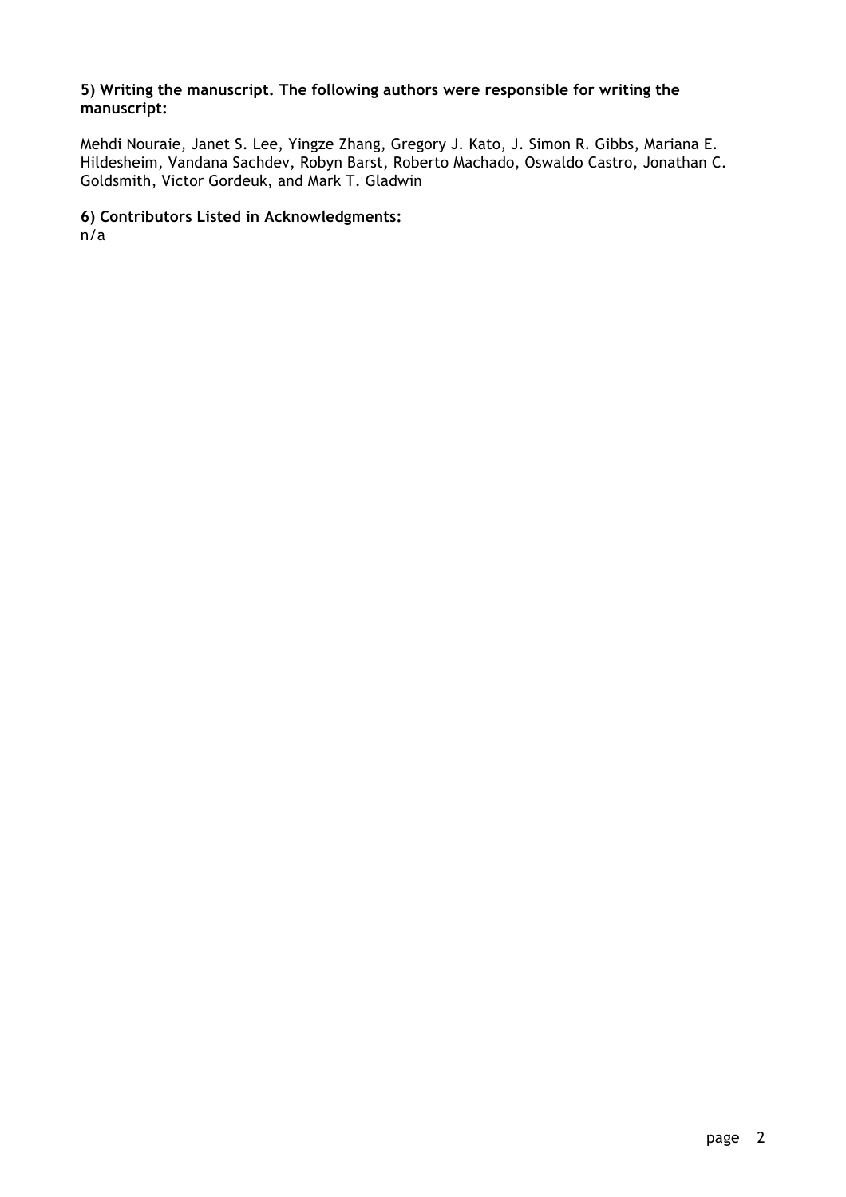**5) Writing the manuscript. The following authors were responsible for writing the manuscript:**

Mehdi Nouraie, Janet S. Lee, Yingze Zhang, Gregory J. Kato, J. Simon R. Gibbs, Mariana E. Hildesheim, Vandana Sachdev, Robyn Barst, Roberto Machado, Oswaldo Castro, Jonathan C. Goldsmith, Victor Gordeuk, and Mark T. Gladwin

**6) Contributors Listed in Acknowledgments:**
n/a